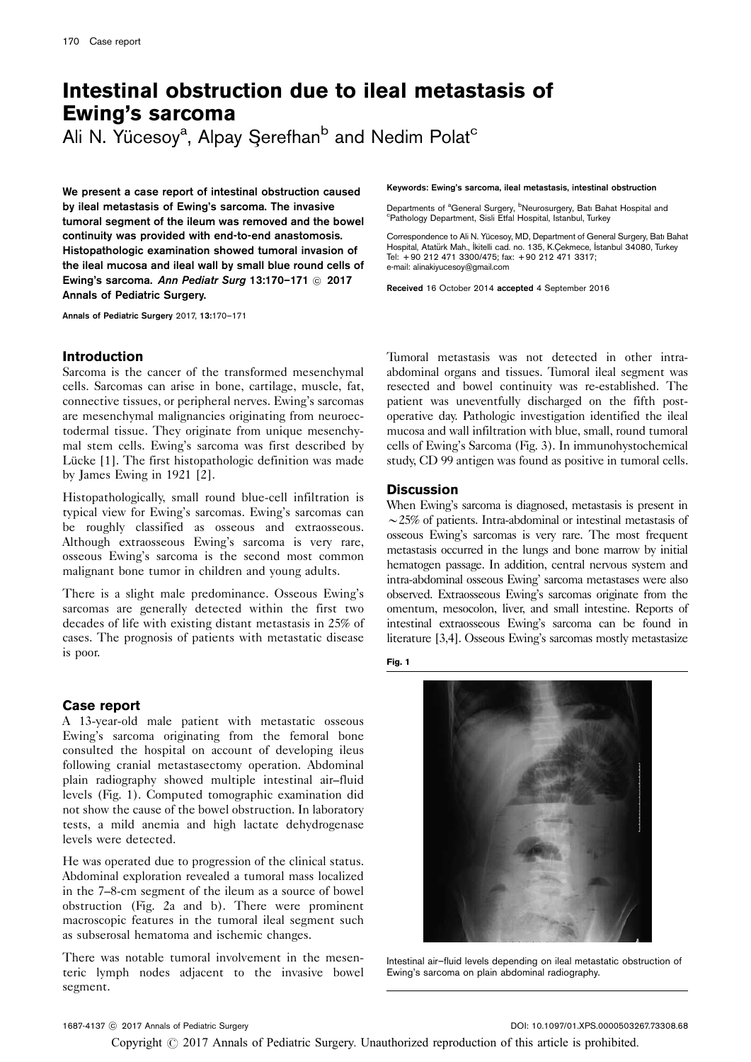# Intestinal obstruction due to ileal metastasis of Ewing's sarcoma

Ali N. Yücesoy[a], Alpay Şerefhan[b] and Nedim Polat[c]

**We present a case report of intestinal obstruction caused by ileal metastasis of Ewing's sarcoma. The invasive tumoral segment of the ileum was removed and the bowel continuity was provided with end-to-end anastomosis. Histopathologic examination showed tumoral invasion of the ileal mucosa and ileal wall by small blue round cells of Ewing's sarcoma.** ***Ann Pediatr Surg*** **13:170–171 © 2017 Annals of Pediatric Surgery.**

Annals of Pediatric Surgery 2017, 13:170–171

**Keywords: Ewing's sarcoma, ileal metastasis, intestinal obstruction**

Departments of [a]General Surgery, [b]Neurosurgery, Batı Bahat Hospital and [c]Pathology Department, Sisli Etfal Hospital, Istanbul, Turkey

Correspondence to Ali N. Yücesoy, MD, Department of General Surgery, Batı Bahat Hospital, Atatürk Mah., İkitelli cad. no. 135, K.Çekmece, İstanbul 34080, Turkey
Tel: +90 212 471 3300/475; fax: +90 212 471 3317;
e-mail: alinakiyucesoy@gmail.com

**Received** 16 October 2014 **accepted** 4 September 2016

## Introduction

Sarcoma is the cancer of the transformed mesenchymal cells. Sarcomas can arise in bone, cartilage, muscle, fat, connective tissues, or peripheral nerves. Ewing's sarcomas are mesenchymal malignancies originating from neuroectodermal tissue. They originate from unique mesenchymal stem cells. Ewing's sarcoma was first described by Lücke [1]. The first histopathologic definition was made by James Ewing in 1921 [2].

Histopathologically, small round blue-cell infiltration is typical view for Ewing's sarcomas. Ewing's sarcomas can be roughly classified as osseous and extraosseous. Although extraosseous Ewing's sarcoma is very rare, osseous Ewing's sarcoma is the second most common malignant bone tumor in children and young adults.

There is a slight male predominance. Osseous Ewing's sarcomas are generally detected within the first two decades of life with existing distant metastasis in 25% of cases. The prognosis of patients with metastatic disease is poor.

## Case report

A 13-year-old male patient with metastatic osseous Ewing's sarcoma originating from the femoral bone consulted the hospital on account of developing ileus following cranial metastasectomy operation. Abdominal plain radiography showed multiple intestinal air–fluid levels (Fig. 1). Computed tomographic examination did not show the cause of the bowel obstruction. In laboratory tests, a mild anemia and high lactate dehydrogenase levels were detected.

He was operated due to progression of the clinical status. Abdominal exploration revealed a tumoral mass localized in the 7–8-cm segment of the ileum as a source of bowel obstruction (Fig. 2a and b). There were prominent macroscopic features in the tumoral ileal segment such as subserosal hematoma and ischemic changes.

There was notable tumoral involvement in the mesenteric lymph nodes adjacent to the invasive bowel segment.

Tumoral metastasis was not detected in other intra-abdominal organs and tissues. Tumoral ileal segment was resected and bowel continuity was re-established. The patient was uneventfully discharged on the fifth postoperative day. Pathologic investigation identified the ileal mucosa and wall infiltration with blue, small, round tumoral cells of Ewing's Sarcoma (Fig. 3). In immunohystochemical study, CD 99 antigen was found as positive in tumoral cells.

## Discussion

When Ewing's sarcoma is diagnosed, metastasis is present in ~25% of patients. Intra-abdominal or intestinal metastasis of osseous Ewing's sarcomas is very rare. The most frequent metastasis occurred in the lungs and bone marrow by initial hematogen passage. In addition, central nervous system and intra-abdominal osseous Ewing' sarcoma metastases were also observed. Extraosseous Ewing's sarcomas originate from the omentum, mesocolon, liver, and small intestine. Reports of intestinal extraosseous Ewing's sarcoma can be found in literature [3,4]. Osseous Ewing's sarcomas mostly metastasize

**Fig. 1**

Intestinal air–fluid levels depending on ileal metastatic obstruction of Ewing's sarcoma on plain abdominal radiography.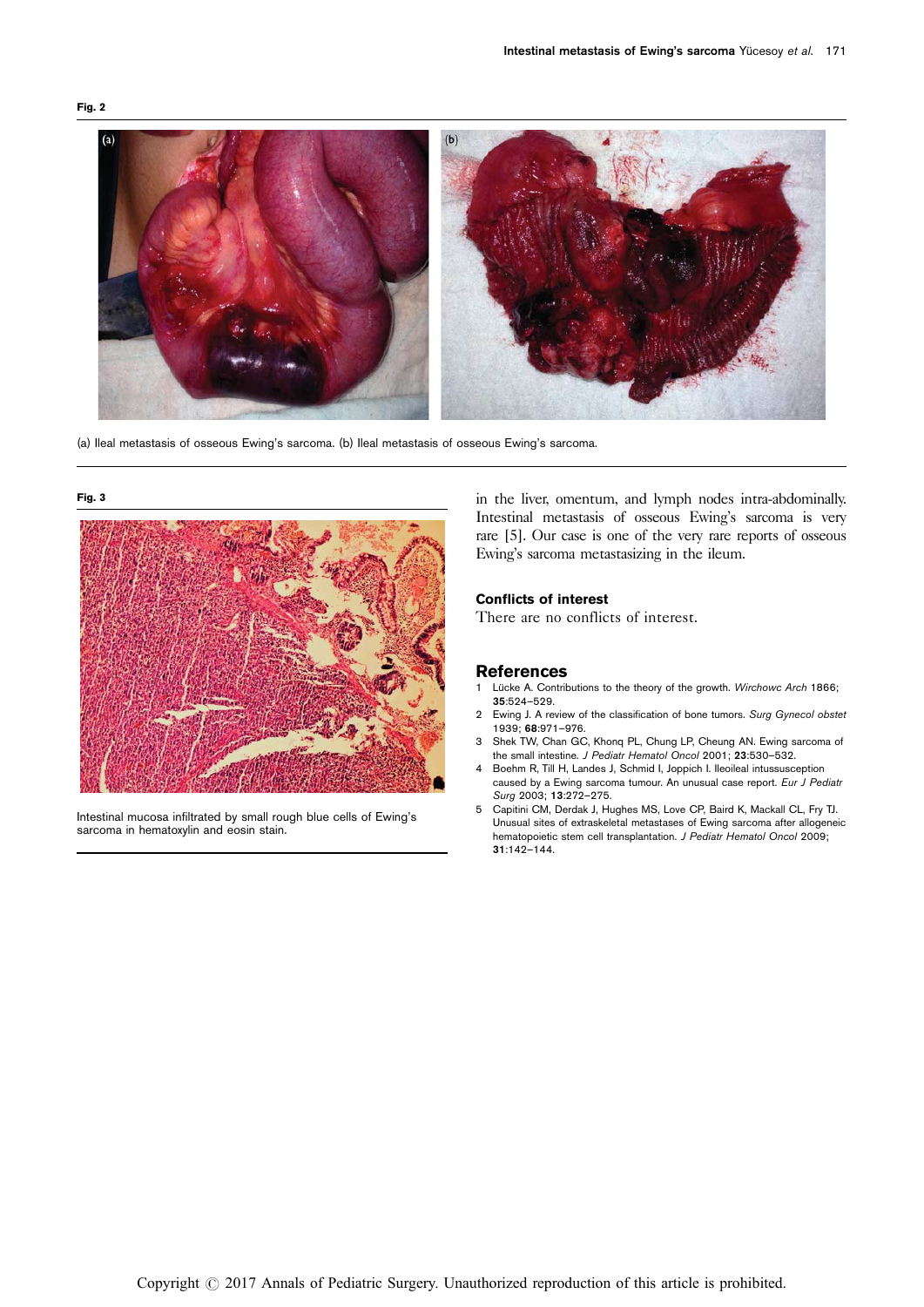**Fig. 2**

(a) Ileal metastasis of osseous Ewing's sarcoma. (b) Ileal metastasis of osseous Ewing's sarcoma.

**Fig. 3**

Intestinal mucosa infiltrated by small rough blue cells of Ewing's sarcoma in hematoxylin and eosin stain.

in the liver, omentum, and lymph nodes intra-abdominally. Intestinal metastasis of osseous Ewing's sarcoma is very rare [5]. Our case is one of the very rare reports of osseous Ewing's sarcoma metastasizing in the ileum.

## Conflicts of interest

There are no conflicts of interest.

## References

1. Lücke A. Contributions to the theory of the growth. *Wirchowc Arch* 1866; **35**:524–529.
2. Ewing J. A review of the classification of bone tumors. *Surg Gynecol obstet* 1939; **68**:971–976.
3. Shek TW, Chan GC, Khonq PL, Chung LP, Cheung AN. Ewing sarcoma of the small intestine. *J Pediatr Hematol Oncol* 2001; **23**:530–532.
4. Boehm R, Till H, Landes J, Schmid I, Joppich I. Ileoileal intussusception caused by a Ewing sarcoma tumour. An unusual case report. *Eur J Pediatr Surg* 2003; **13**:272–275.
5. Capitini CM, Derdak J, Hughes MS, Love CP, Baird K, Mackall CL, Fry TJ. Unusual sites of extraskeletal metastases of Ewing sarcoma after allogeneic hematopoietic stem cell transplantation. *J Pediatr Hematol Oncol* 2009; **31**:142–144.